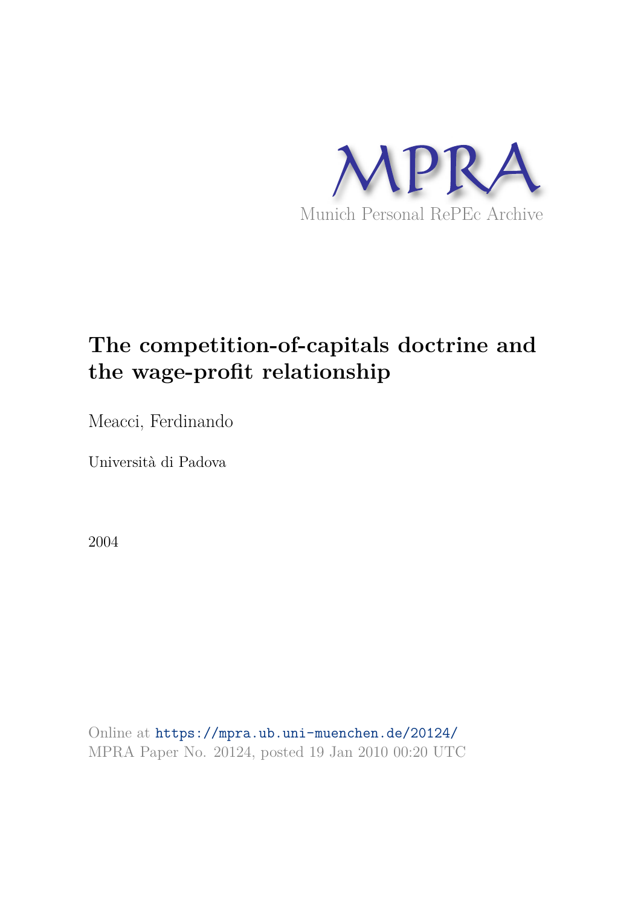MPRA

Munich Personal RePEc Archive

# The competition-of-capitals doctrine and the wage-profit relationship

Meacci, Ferdinando

Università di Padova

2004

Online at https://mpra.ub.uni-muenchen.de/20124/
MPRA Paper No. 20124, posted 19 Jan 2010 00:20 UTC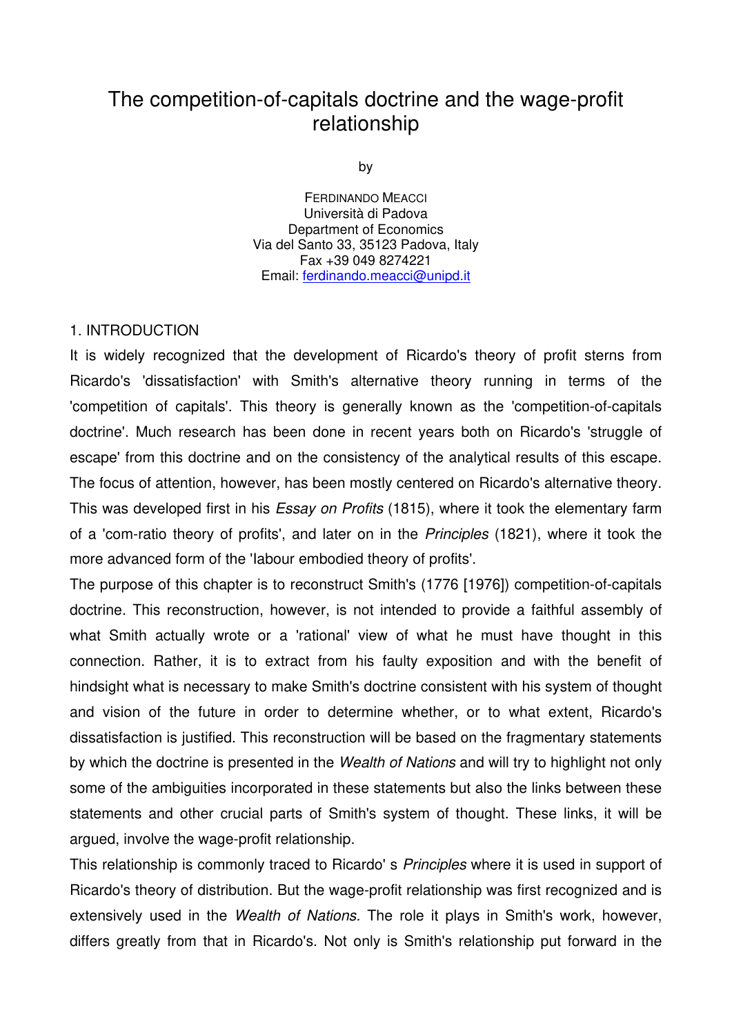# The competition-of-capitals doctrine and the wage-profit relationship

by

FERDINANDO MEACCI
Università di Padova
Department of Economics
Via del Santo 33, 35123 Padova, Italy
Fax +39 049 8274221
Email: ferdinando.meacci@unipd.it

## 1. INTRODUCTION

It is widely recognized that the development of Ricardo's theory of profit sterns from Ricardo's 'dissatisfaction' with Smith's alternative theory running in terms of the 'competition of capitals'. This theory is generally known as the 'competition-of-capitals doctrine'. Much research has been done in recent years both on Ricardo's 'struggle of escape' from this doctrine and on the consistency of the analytical results of this escape. The focus of attention, however, has been mostly centered on Ricardo's alternative theory. This was developed first in his *Essay on Profits* (1815), where it took the elementary farm of a 'com-ratio theory of profits', and later on in the *Principles* (1821), where it took the more advanced form of the 'labour embodied theory of profits'.

The purpose of this chapter is to reconstruct Smith's (1776 [1976]) competition-of-capitals doctrine. This reconstruction, however, is not intended to provide a faithful assembly of what Smith actually wrote or a 'rational' view of what he must have thought in this connection. Rather, it is to extract from his faulty exposition and with the benefit of hindsight what is necessary to make Smith's doctrine consistent with his system of thought and vision of the future in order to determine whether, or to what extent, Ricardo's dissatisfaction is justified. This reconstruction will be based on the fragmentary statements by which the doctrine is presented in the *Wealth of Nations* and will try to highlight not only some of the ambiguities incorporated in these statements but also the links between these statements and other crucial parts of Smith's system of thought. These links, it will be argued, involve the wage-profit relationship.

This relationship is commonly traced to Ricardo' s *Principles* where it is used in support of Ricardo's theory of distribution. But the wage-profit relationship was first recognized and is extensively used in the *Wealth of Nations.* The role it plays in Smith's work, however, differs greatly from that in Ricardo's. Not only is Smith's relationship put forward in the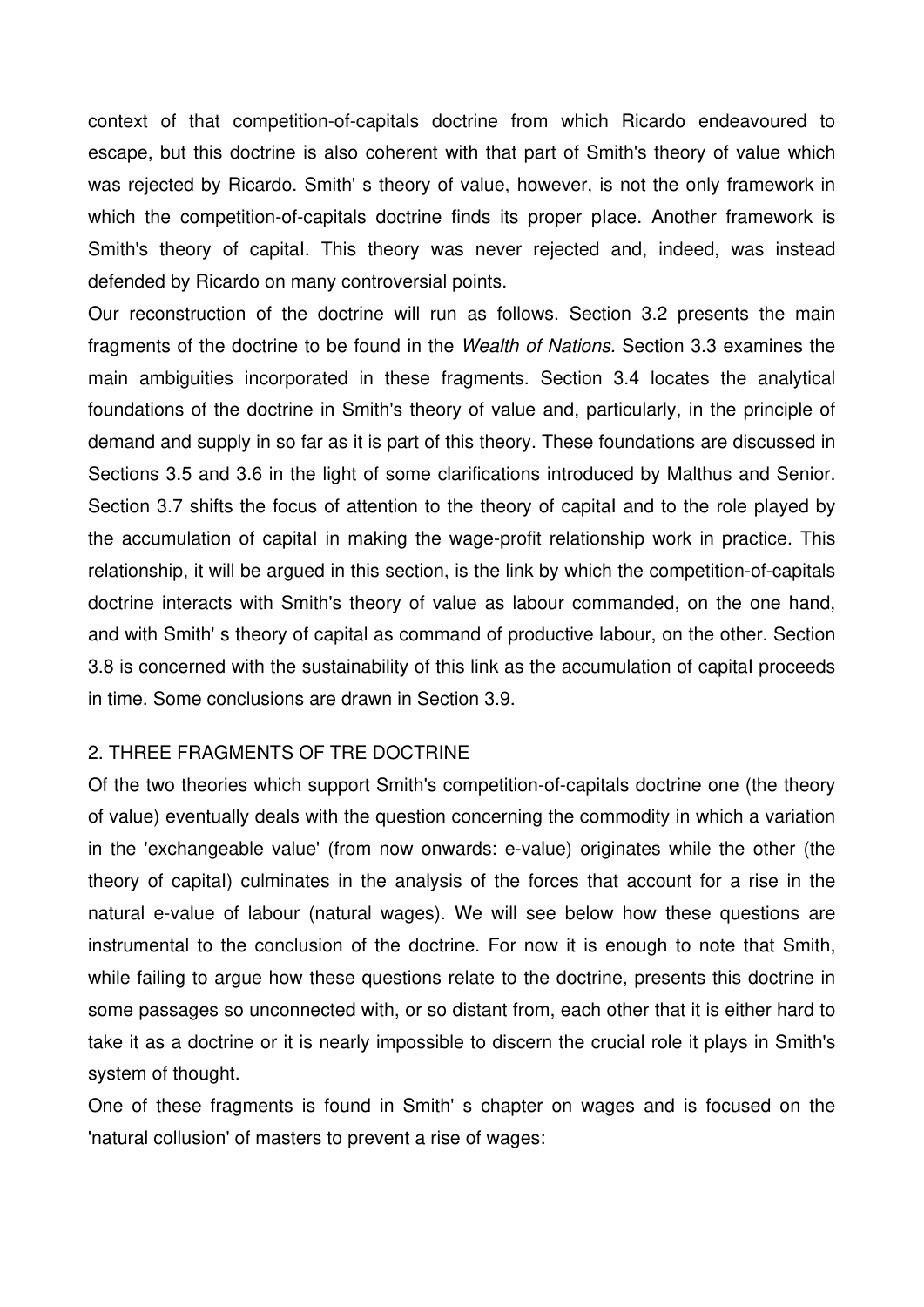context of that competition-of-capitals doctrine from which Ricardo endeavoured to escape, but this doctrine is also coherent with that part of Smith's theory of value which was rejected by Ricardo. Smith' s theory of value, however, is not the only framework in which the competition-of-capitals doctrine finds its proper place. Another framework is Smith's theory of capital. This theory was never rejected and, indeed, was instead defended by Ricardo on many controversial points.

Our reconstruction of the doctrine will run as follows. Section 3.2 presents the main fragments of the doctrine to be found in the *Wealth of Nations.* Section 3.3 examines the main ambiguities incorporated in these fragments. Section 3.4 locates the analytical foundations of the doctrine in Smith's theory of value and, particularly, in the principle of demand and supply in so far as it is part of this theory. These foundations are discussed in Sections 3.5 and 3.6 in the light of some clarifications introduced by Malthus and Senior. Section 3.7 shifts the focus of attention to the theory of capital and to the role played by the accumulation of capital in making the wage-profit relationship work in practice. This relationship, it will be argued in this section, is the link by which the competition-of-capitals doctrine interacts with Smith's theory of value as labour commanded, on the one hand, and with Smith' s theory of capital as command of productive labour, on the other. Section 3.8 is concerned with the sustainability of this link as the accumulation of capital proceeds in time. Some conclusions are drawn in Section 3.9.

## 2. THREE FRAGMENTS OF TRE DOCTRINE

Of the two theories which support Smith's competition-of-capitals doctrine one (the theory of value) eventually deals with the question concerning the commodity in which a variation in the 'exchangeable value' (from now onwards: e-value) originates while the other (the theory of capital) culminates in the analysis of the forces that account for a rise in the natural e-value of labour (natural wages). We will see below how these questions are instrumental to the conclusion of the doctrine. For now it is enough to note that Smith, while failing to argue how these questions relate to the doctrine, presents this doctrine in some passages so unconnected with, or so distant from, each other that it is either hard to take it as a doctrine or it is nearly impossible to discern the crucial role it plays in Smith's system of thought.

One of these fragments is found in Smith' s chapter on wages and is focused on the 'natural collusion' of masters to prevent a rise of wages: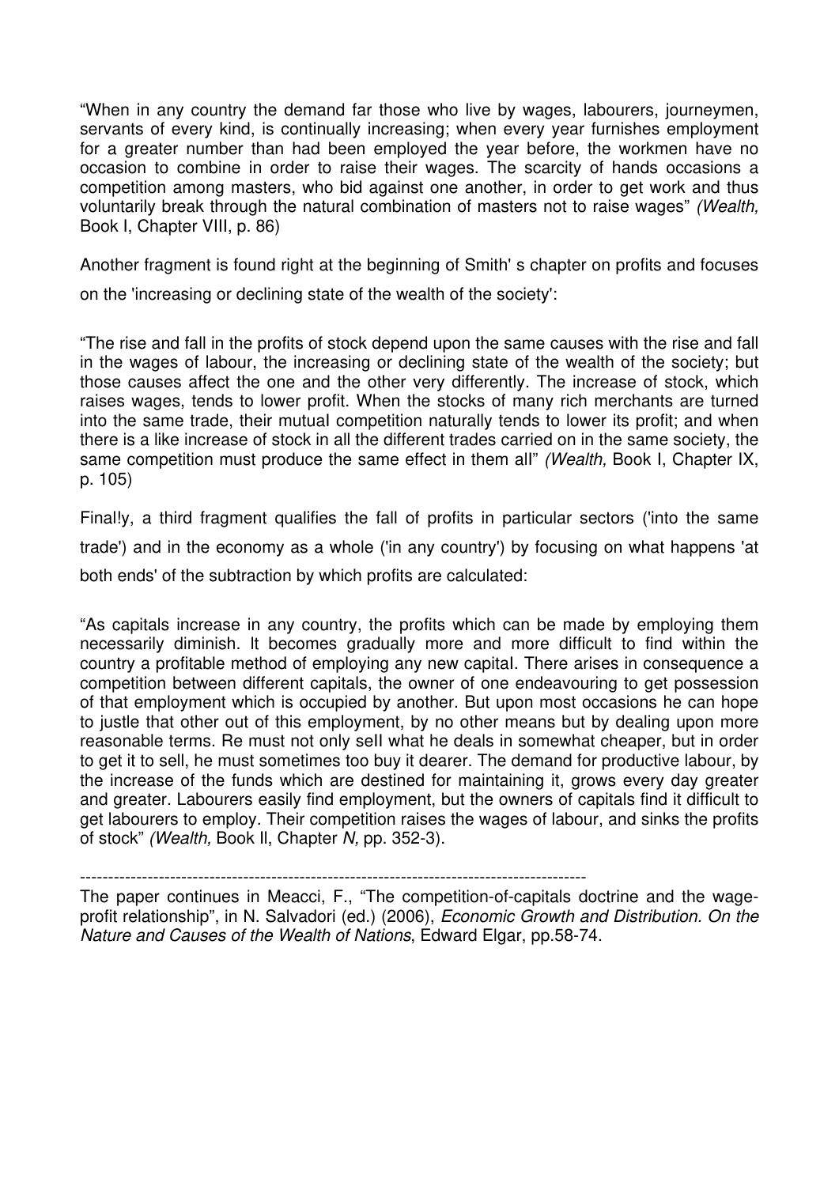"When in any country the demand far those who live by wages, labourers, journeymen, servants of every kind, is continually increasing; when every year furnishes employment for a greater number than had been employed the year before, the workmen have no occasion to combine in order to raise their wages. The scarcity of hands occasions a competition among masters, who bid against one another, in order to get work and thus voluntarily break through the natural combination of masters not to raise wages" *(Wealth,* Book I, Chapter VIII, p. 86)

Another fragment is found right at the beginning of Smith' s chapter on profits and focuses on the 'increasing or declining state of the wealth of the society':

"The rise and fall in the profits of stock depend upon the same causes with the rise and fall in the wages of labour, the increasing or declining state of the wealth of the society; but those causes affect the one and the other very differently. The increase of stock, which raises wages, tends to lower profit. When the stocks of many rich merchants are turned into the same trade, their mutual competition naturally tends to lower its profit; and when there is a like increase of stock in all the different trades carried on in the same society, the same competition must produce the same effect in them all" *(Wealth,* Book I, Chapter IX, p. 105)

Final!y, a third fragment qualifies the fall of profits in particular sectors ('into the same trade') and in the economy as a whole ('in any country') by focusing on what happens 'at both ends' of the subtraction by which profits are calculated:

"As capitals increase in any country, the profits which can be made by employing them necessarily diminish. lt becomes gradually more and more difficult to find within the country a profitable method of employing any new capital. There arises in consequence a competition between different capitals, the owner of one endeavouring to get possession of that employment which is occupied by another. But upon most occasions he can hope to justle that other out of this employment, by no other means but by dealing upon more reasonable terms. Re must not only sell what he deals in somewhat cheaper, but in order to get it to sell, he must sometimes too buy it dearer. The demand for productive labour, by the increase of the funds which are destined for maintaining it, grows every day greater and greater. Labourers easily find employment, but the owners of capitals find it difficult to get labourers to employ. Their competition raises the wages of labour, and sinks the profits of stock" *(Wealth,* Book II, Chapter *N,* pp. 352-3).

---

The paper continues in Meacci, F., "The competition-of-capitals doctrine and the wage-profit relationship", in N. Salvadori (ed.) (2006), *Economic Growth and Distribution. On the Nature and Causes of the Wealth of Nations*, Edward Elgar, pp.58-74.